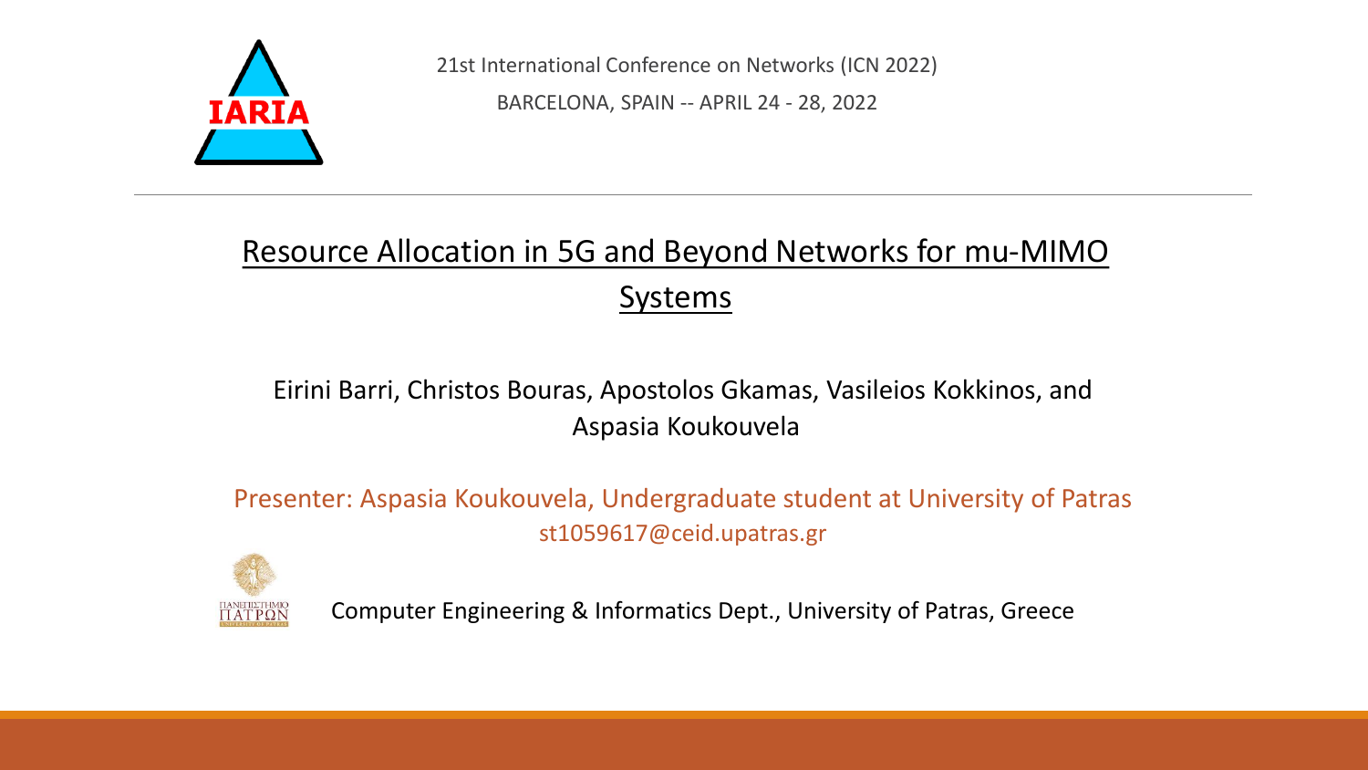IARIA

21st International Conference on Networks (ICN 2022)

BARCELONA, SPAIN -- APRIL 24 - 28, 2022

# Resource Allocation in 5G and Beyond Networks for mu-MIMO Systems

Eirini Barri, Christos Bouras, Apostolos Gkamas, Vasileios Kokkinos, and Aspasia Koukouvela

Presenter: Aspasia Koukouvela, Undergraduate student at University of Patras
st1059617@ceid.upatras.gr

Computer Engineering & Informatics Dept., University of Patras, Greece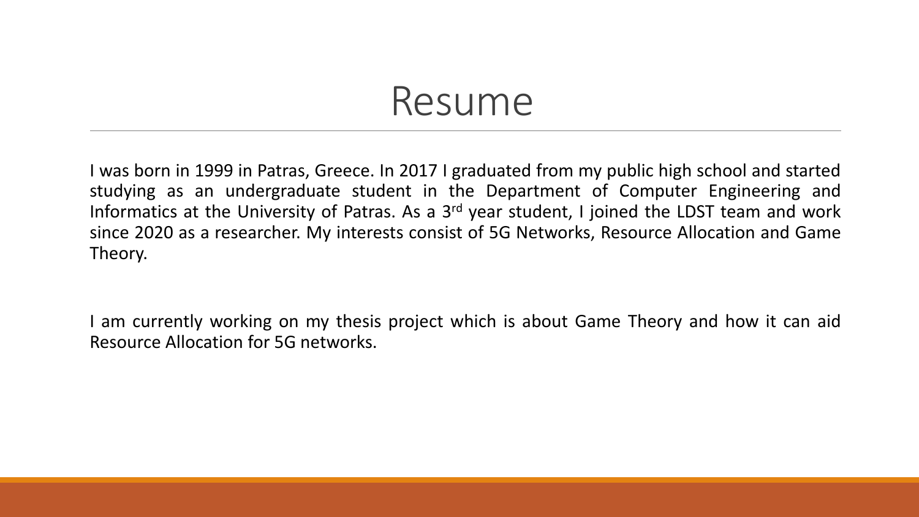# Resume

I was born in 1999 in Patras, Greece. In 2017 I graduated from my public high school and started studying as an undergraduate student in the Department of Computer Engineering and Informatics at the University of Patras. As a 3rd year student, I joined the LDST team and work since 2020 as a researcher. My interests consist of 5G Networks, Resource Allocation and Game Theory.

I am currently working on my thesis project which is about Game Theory and how it can aid Resource Allocation for 5G networks.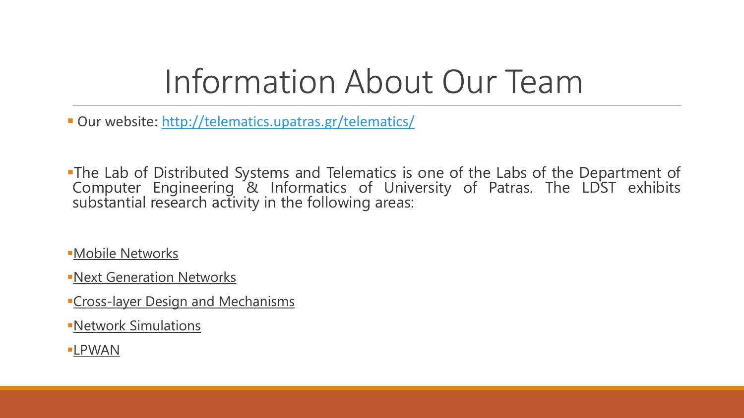# Information About Our Team

- Our website: [http://telematics.upatras.gr/telematics/](http://telematics.upatras.gr/telematics/)

- The Lab of Distributed Systems and Telematics is one of the Labs of the Department of Computer Engineering & Informatics of University of Patras. The LDST exhibits substantial research activity in the following areas:

- Mobile Networks
- Next Generation Networks
- Cross-layer Design and Mechanisms
- Network Simulations
- LPWAN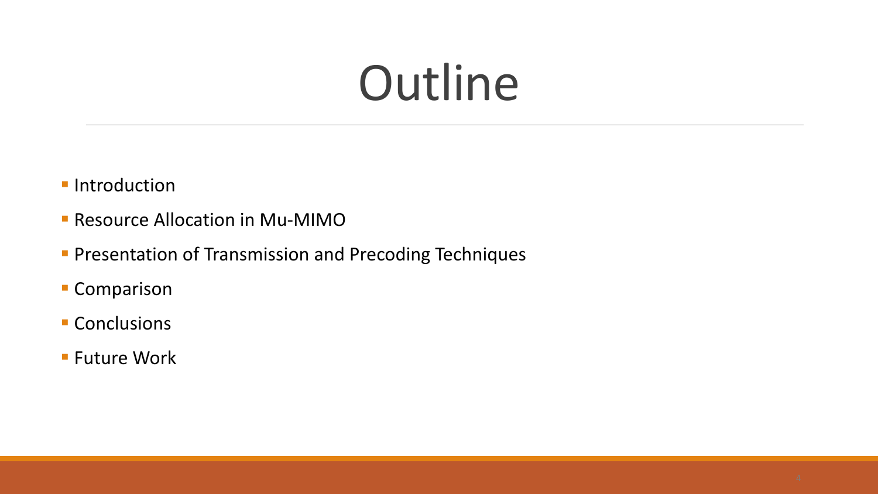# Outline

- Introduction
- Resource Allocation in Mu-MIMO
- Presentation of Transmission and Precoding Techniques
- Comparison
- Conclusions
- Future Work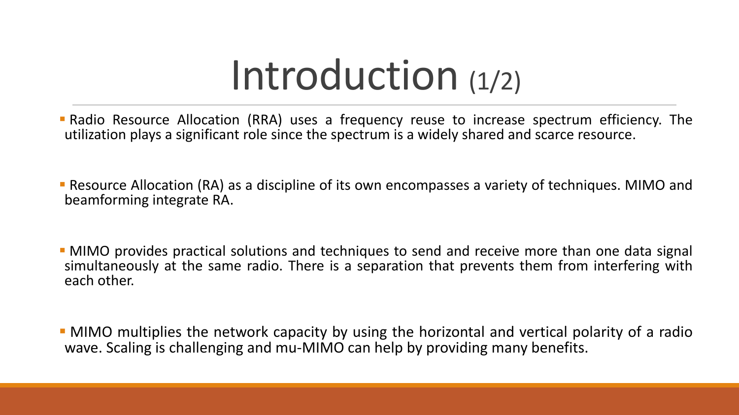# Introduction (1/2)

- Radio Resource Allocation (RRA) uses a frequency reuse to increase spectrum efficiency. The utilization plays a significant role since the spectrum is a widely shared and scarce resource.

- Resource Allocation (RA) as a discipline of its own encompasses a variety of techniques. MIMO and beamforming integrate RA.

- MIMO provides practical solutions and techniques to send and receive more than one data signal simultaneously at the same radio. There is a separation that prevents them from interfering with each other.

- MIMO multiplies the network capacity by using the horizontal and vertical polarity of a radio wave. Scaling is challenging and mu-MIMO can help by providing many benefits.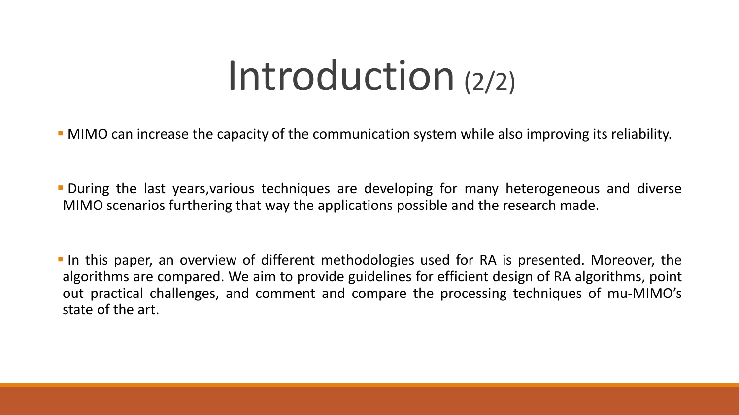# Introduction (2/2)

- MIMO can increase the capacity of the communication system while also improving its reliability.

- During the last years,various techniques are developing for many heterogeneous and diverse MIMO scenarios furthering that way the applications possible and the research made.

- In this paper, an overview of different methodologies used for RA is presented. Moreover, the algorithms are compared. We aim to provide guidelines for efficient design of RA algorithms, point out practical challenges, and comment and compare the processing techniques of mu-MIMO's state of the art.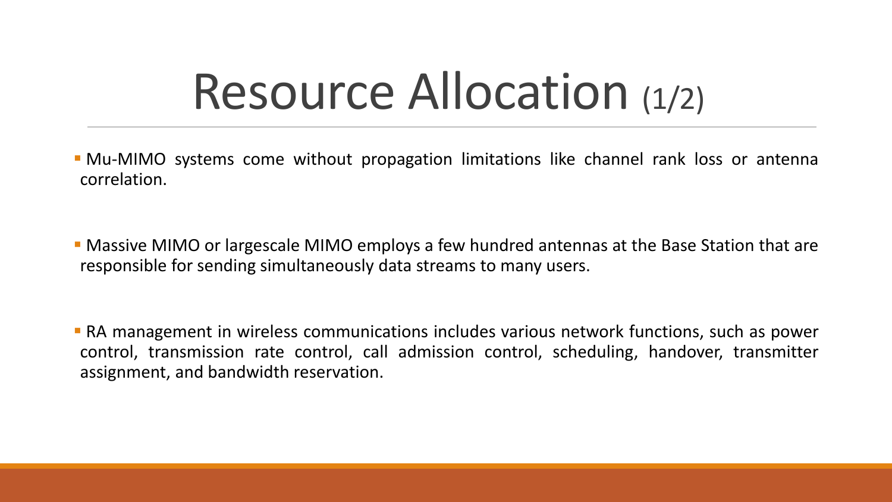# Resource Allocation (1/2)

- Mu-MIMO systems come without propagation limitations like channel rank loss or antenna correlation.

- Massive MIMO or largescale MIMO employs a few hundred antennas at the Base Station that are responsible for sending simultaneously data streams to many users.

- RA management in wireless communications includes various network functions, such as power control, transmission rate control, call admission control, scheduling, handover, transmitter assignment, and bandwidth reservation.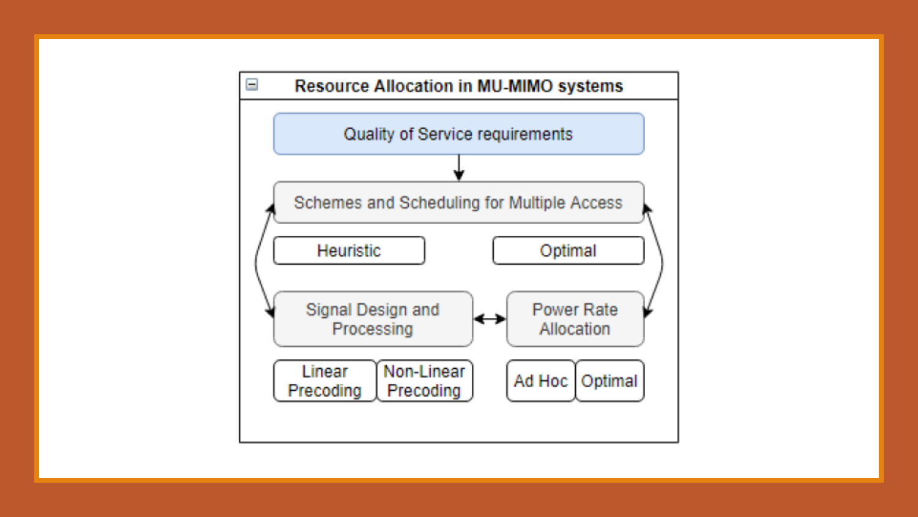# Resource Allocation in MU-MIMO systems

Quality of Service requirements

Schemes and Scheduling for Multiple Access

Heuristic

Optimal

Signal Design and Processing

Power Rate Allocation

Linear Precoding

Non-Linear Precoding

Ad Hoc

Optimal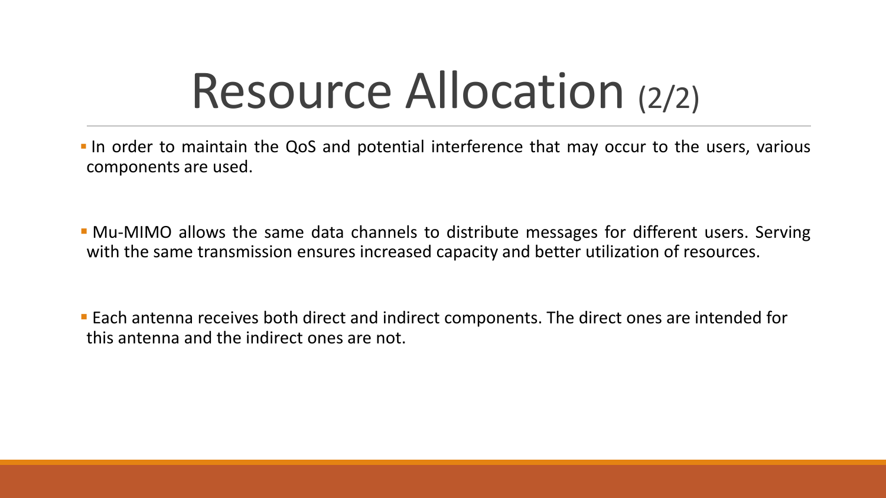# Resource Allocation (2/2)

- In order to maintain the QoS and potential interference that may occur to the users, various components are used.
- Mu-MIMO allows the same data channels to distribute messages for different users. Serving with the same transmission ensures increased capacity and better utilization of resources.
- Each antenna receives both direct and indirect components. The direct ones are intended for this antenna and the indirect ones are not.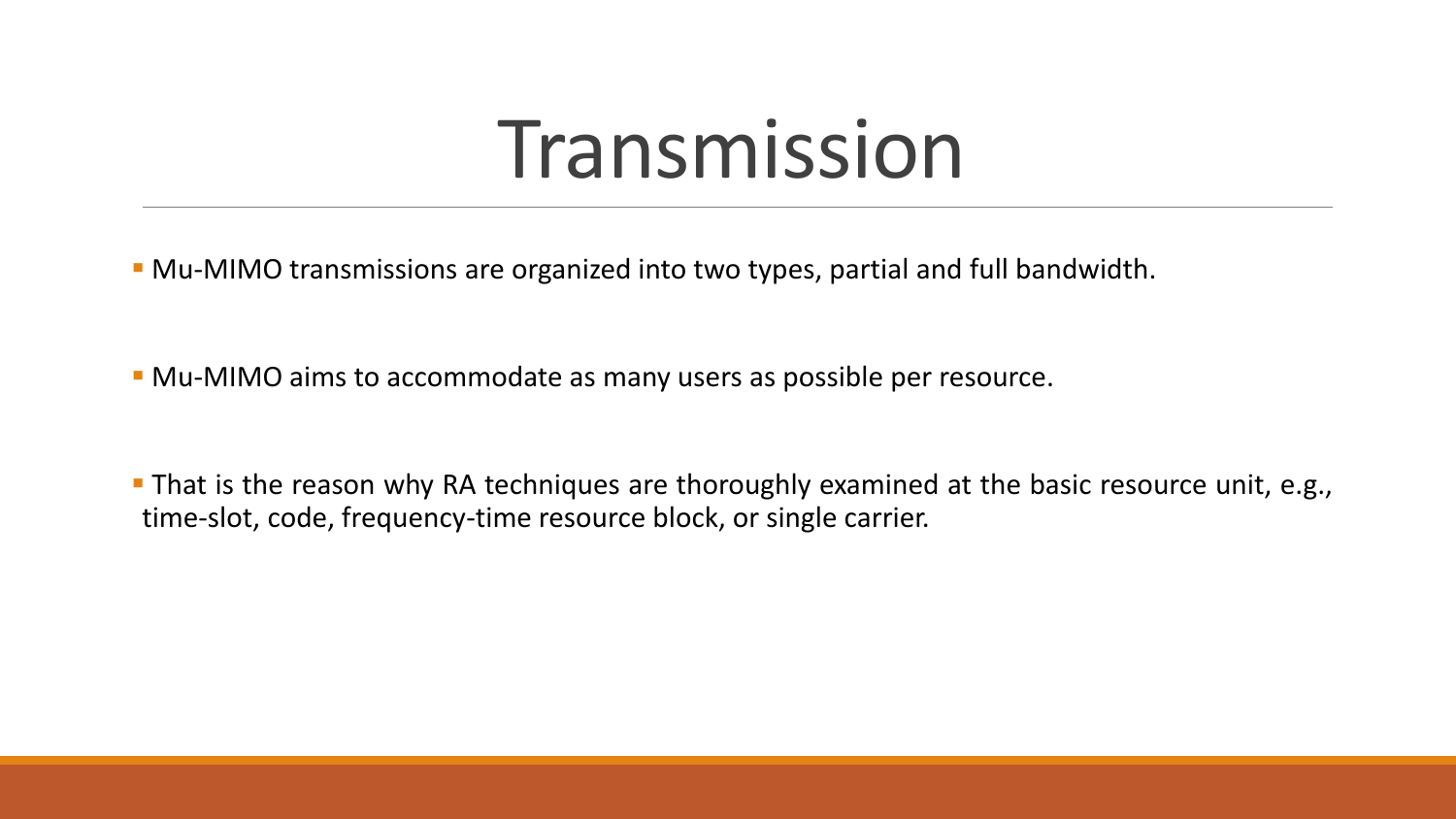# Transmission

- Mu-MIMO transmissions are organized into two types, partial and full bandwidth.
- Mu-MIMO aims to accommodate as many users as possible per resource.
- That is the reason why RA techniques are thoroughly examined at the basic resource unit, e.g., time-slot, code, frequency-time resource block, or single carrier.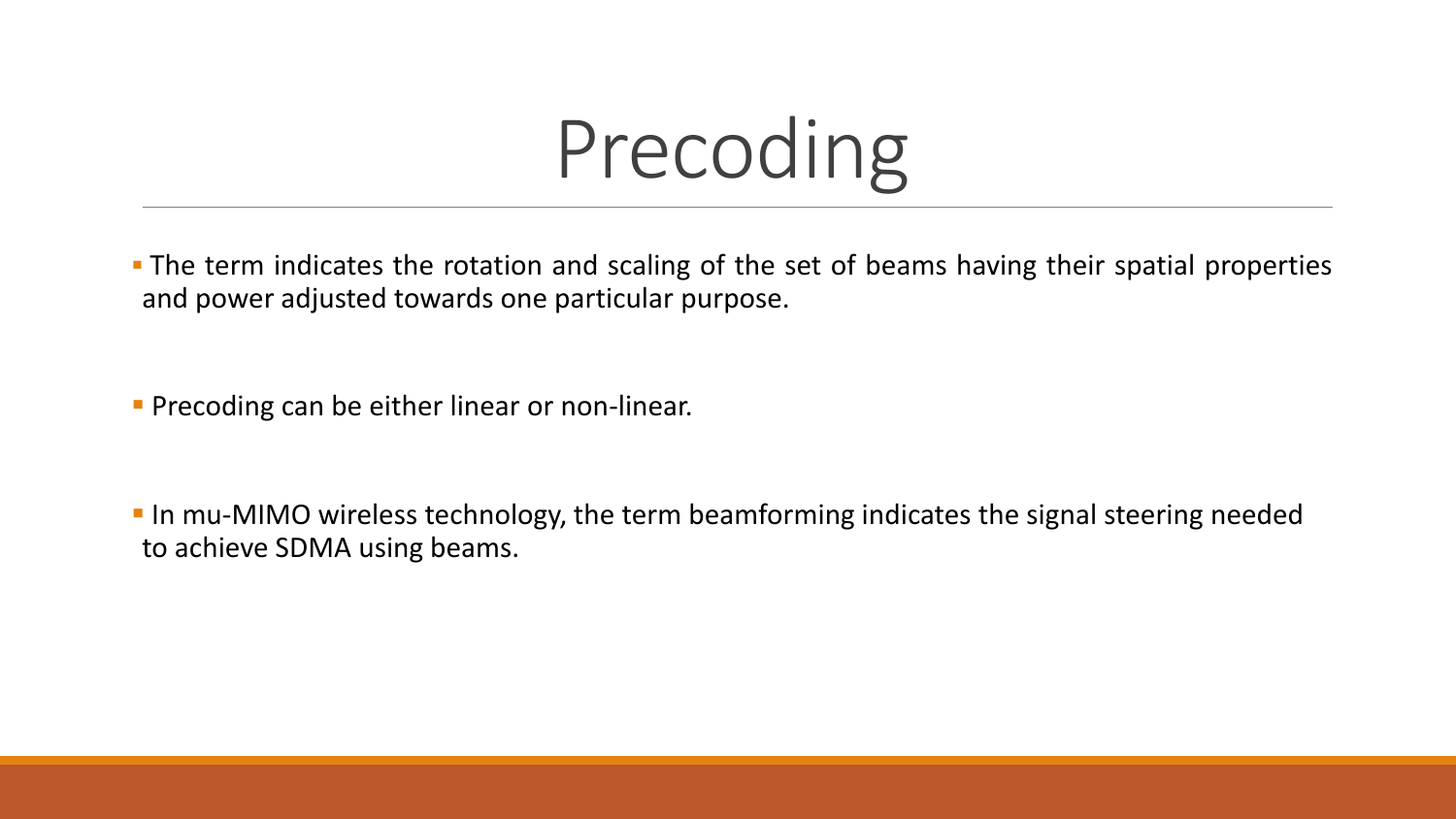# Precoding

- The term indicates the rotation and scaling of the set of beams having their spatial properties and power adjusted towards one particular purpose.

- Precoding can be either linear or non-linear.

- In mu-MIMO wireless technology, the term beamforming indicates the signal steering needed to achieve SDMA using beams.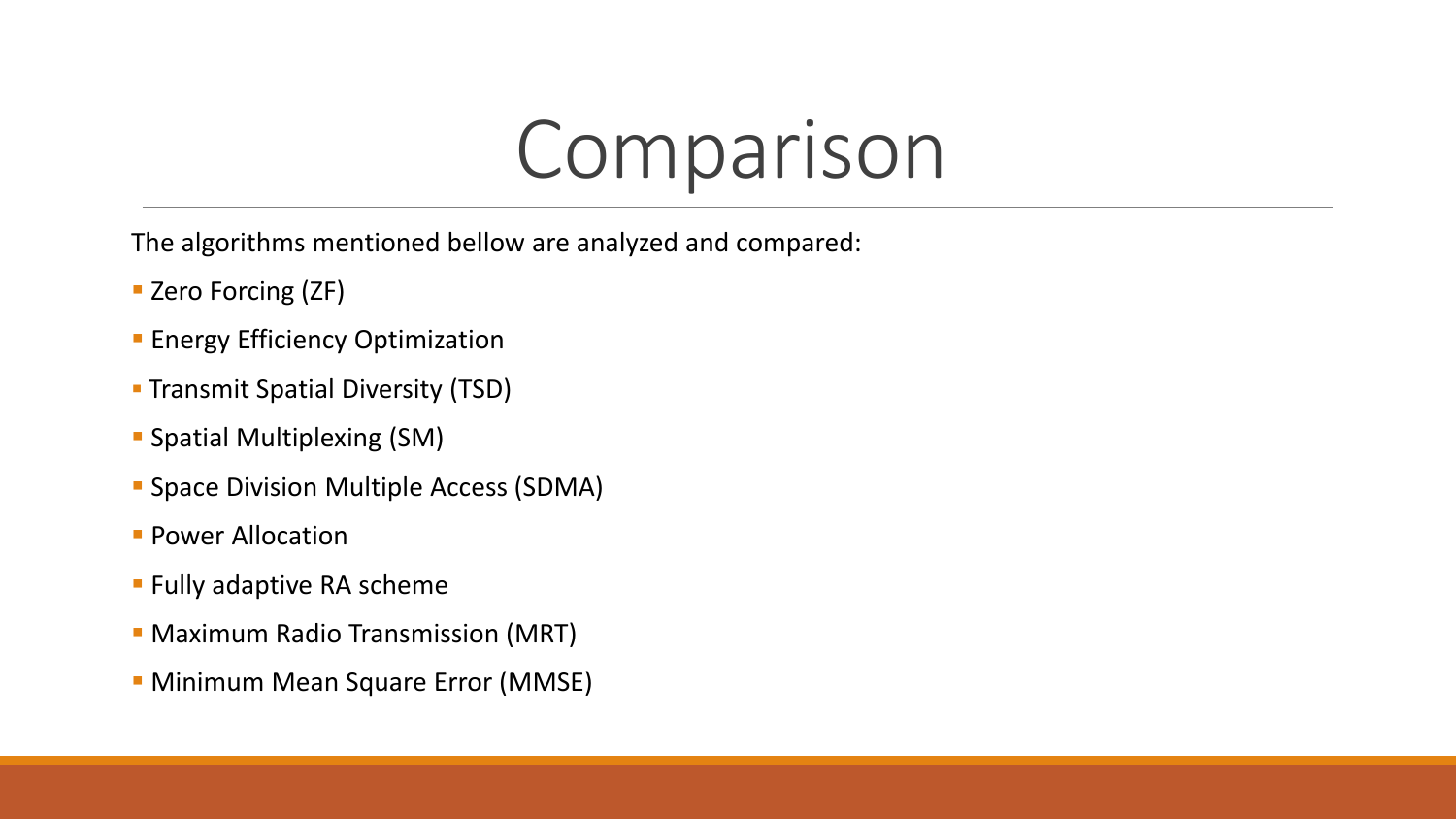# Comparison

The algorithms mentioned bellow are analyzed and compared:

- Zero Forcing (ZF)
- Energy Efficiency Optimization
- Transmit Spatial Diversity (TSD)
- Spatial Multiplexing (SM)
- Space Division Multiple Access (SDMA)
- Power Allocation
- Fully adaptive RA scheme
- Maximum Radio Transmission (MRT)
- Minimum Mean Square Error (MMSE)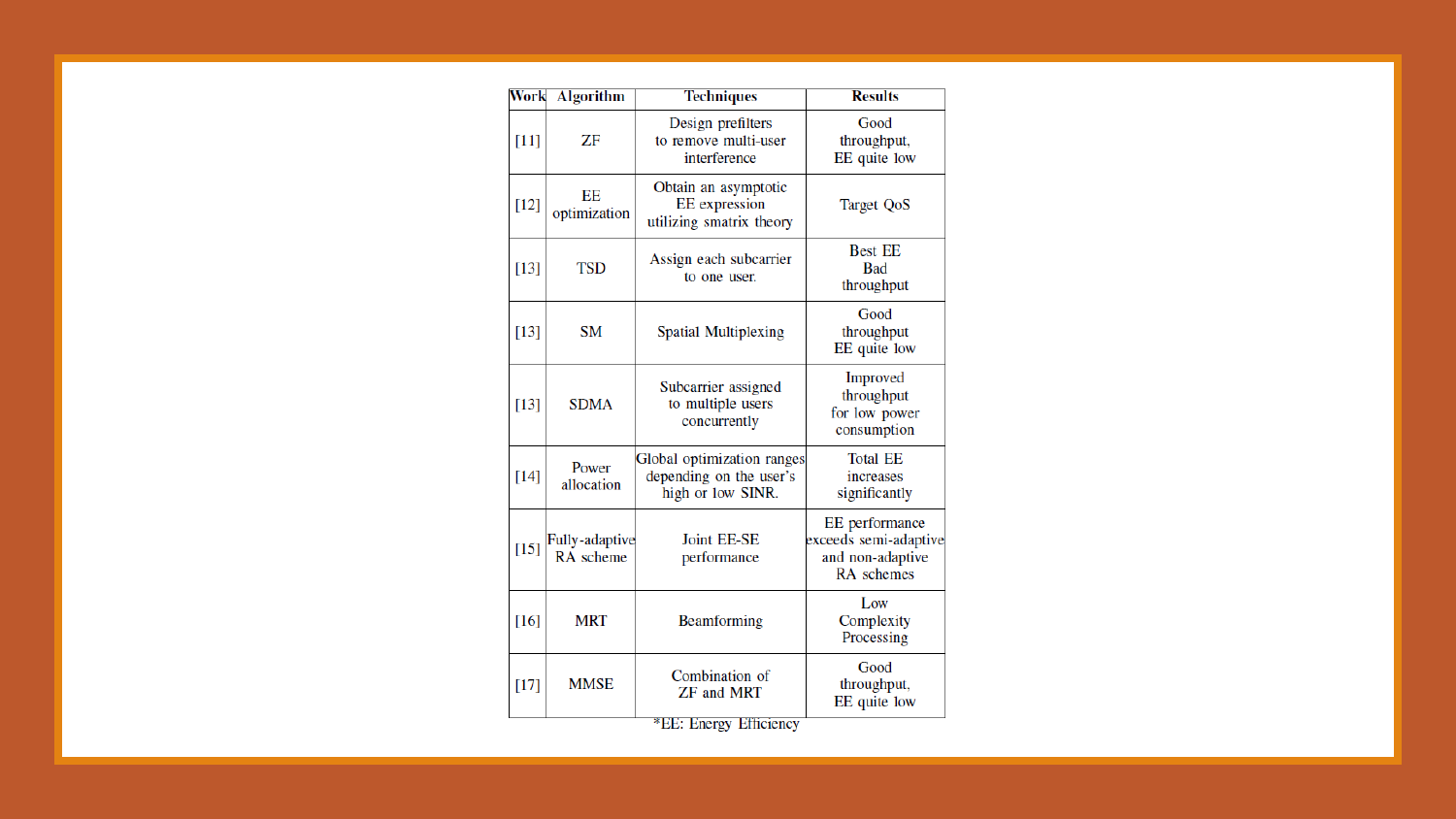| Work | Algorithm | Techniques | Results |
|---|---|---|---|
| [11] | ZF | Design prefilters to remove multi-user interference | Good throughput, EE quite low |
| [12] | EE optimization | Obtain an asymptotic EE expression utilizing smatrix theory | Target QoS |
| [13] | TSD | Assign each subcarrier to one user. | Best EE Bad throughput |
| [13] | SM | Spatial Multiplexing | Good throughput EE quite low |
| [13] | SDMA | Subcarrier assigned to multiple users concurrently | Improved throughput for low power consumption |
| [14] | Power allocation | Global optimization ranges depending on the user's high or low SINR. | Total EE increases significantly |
| [15] | Fully-adaptive RA scheme | Joint EE-SE performance | EE performance exceeds semi-adaptive and non-adaptive RA schemes |
| [16] | MRT | Beamforming | Low Complexity Processing |
| [17] | MMSE | Combination of ZF and MRT | Good throughput, EE quite low |

*EE: Energy Efficiency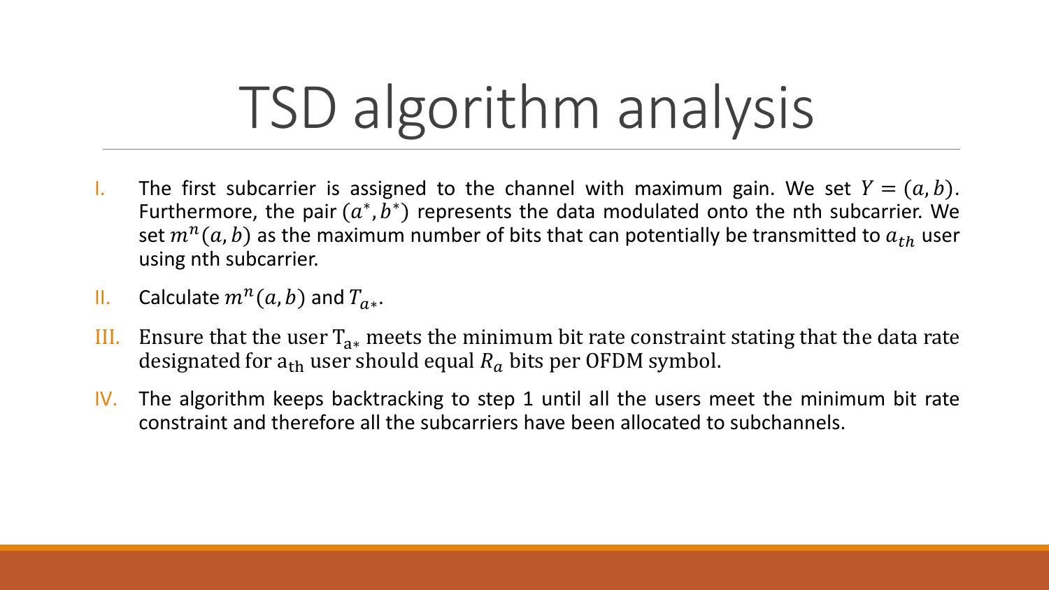# TSD algorithm analysis

I. The first subcarrier is assigned to the channel with maximum gain. We set $Y = (a, b)$. Furthermore, the pair $(a^*, b^*)$ represents the data modulated onto the nth subcarrier. We set $m^n(a, b)$ as the maximum number of bits that can potentially be transmitted to $a_{th}$ user using nth subcarrier.

II. Calculate $m^n(a, b)$ and $T_{a*}$.

III. Ensure that the user $T_{a*}$ meets the minimum bit rate constraint stating that the data rate designated for $a_{th}$ user should equal $R_a$ bits per OFDM symbol.

IV. The algorithm keeps backtracking to step 1 until all the users meet the minimum bit rate constraint and therefore all the subcarriers have been allocated to subchannels.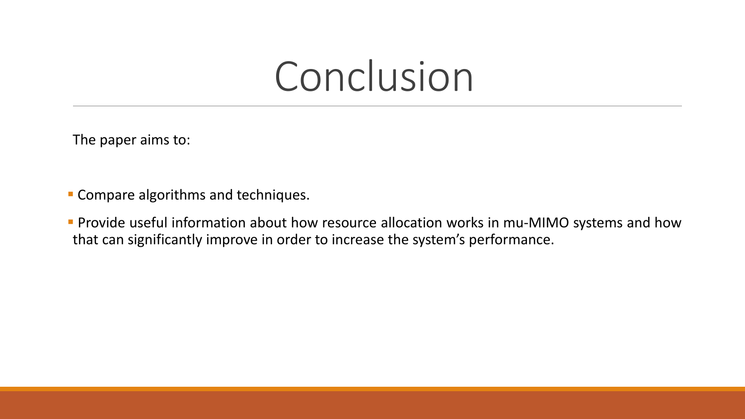# Conclusion

The paper aims to:

- Compare algorithms and techniques.
- Provide useful information about how resource allocation works in mu-MIMO systems and how that can significantly improve in order to increase the system's performance.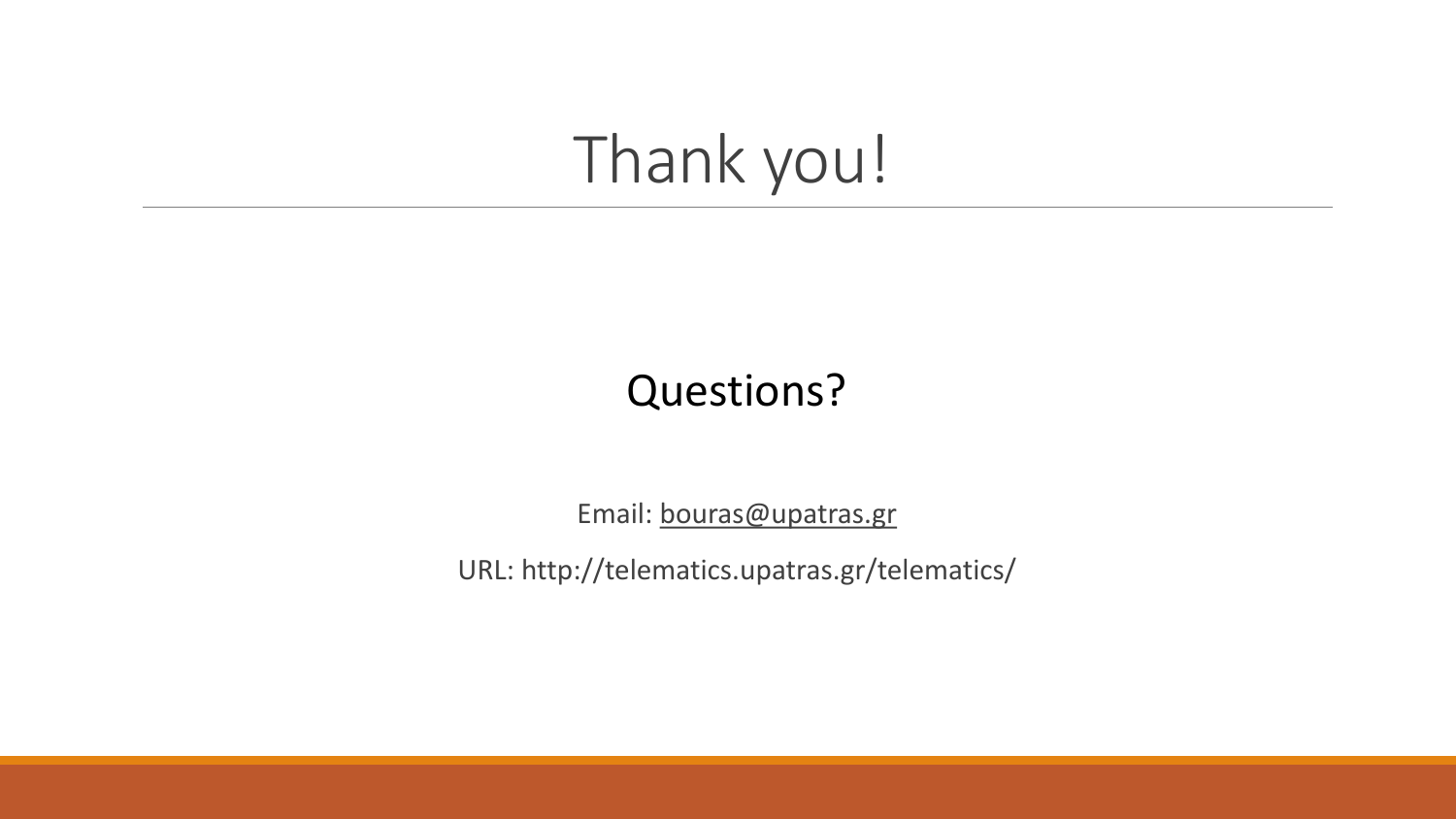# Thank you!

Questions?

Email: bouras@upatras.gr

URL: http://telematics.upatras.gr/telematics/